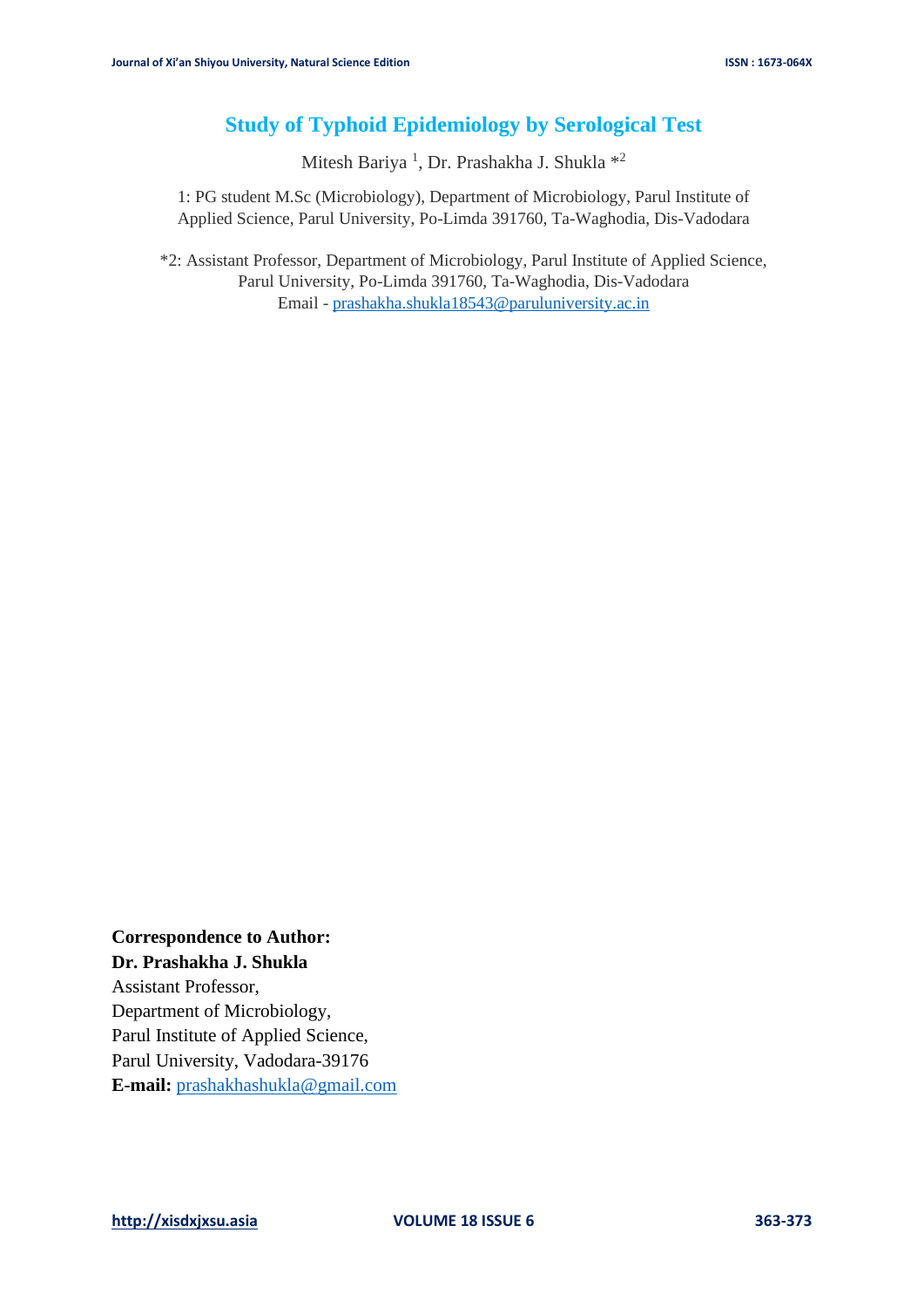# Study of Typhoid Epidemiology by Serological Test

Mitesh Bariya [1], Dr. Prashakha J. Shukla *[2]

1: PG student M.Sc (Microbiology), Department of Microbiology, Parul Institute of Applied Science, Parul University, Po-Limda 391760, Ta-Waghodia, Dis-Vadodara

*2: Assistant Professor, Department of Microbiology, Parul Institute of Applied Science, Parul University, Po-Limda 391760, Ta-Waghodia, Dis-Vadodara
Email - prashakha.shukla18543@paruluniversity.ac.in

**Correspondence to Author:**
**Dr. Prashakha J. Shukla**
Assistant Professor,
Department of Microbiology,
Parul Institute of Applied Science,
Parul University, Vadodara-39176
**E-mail:** prashakhashukla@gmail.com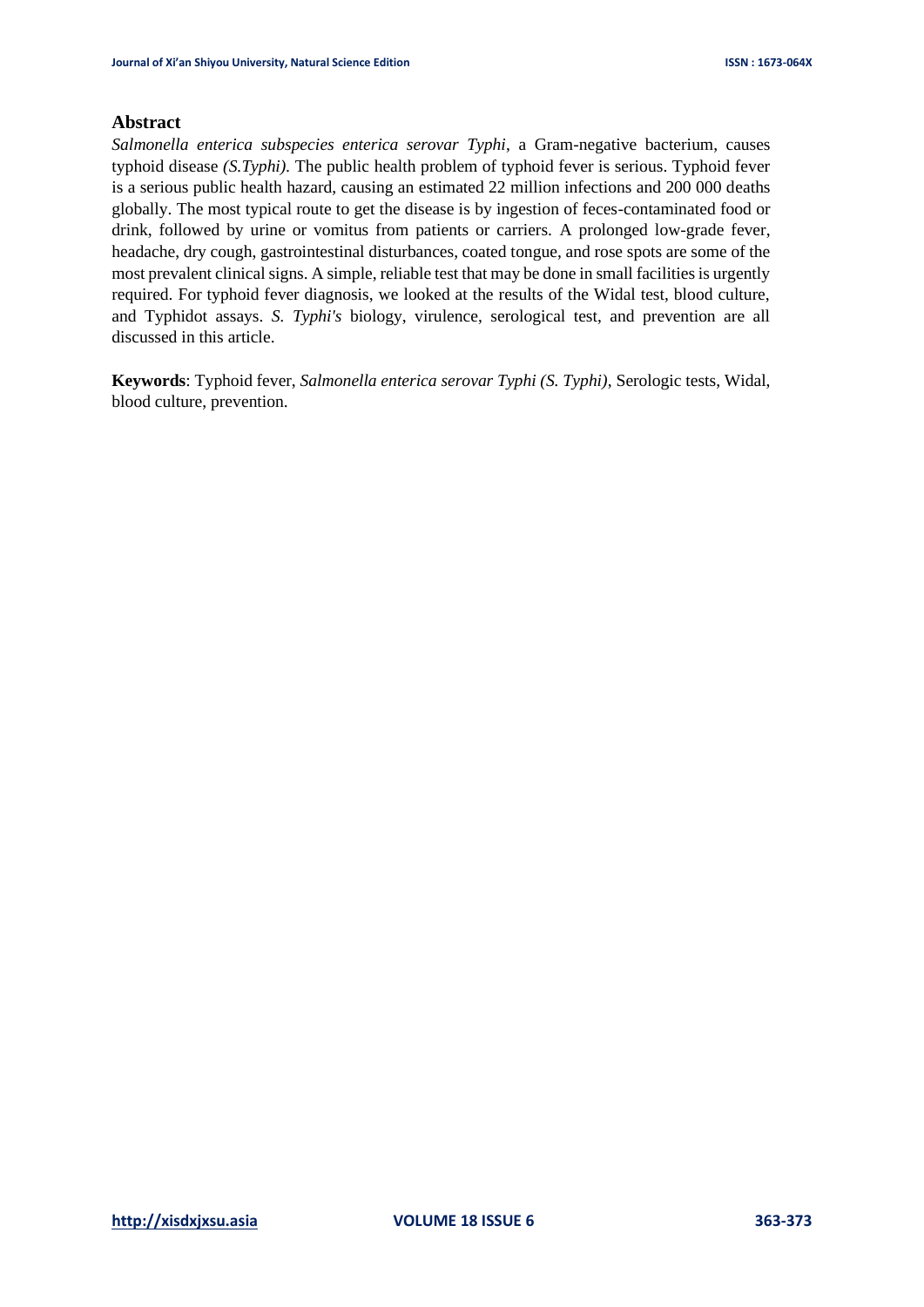## Abstract

*Salmonella enterica subspecies enterica serovar Typhi*, a Gram-negative bacterium, causes typhoid disease *(S.Typhi)*. The public health problem of typhoid fever is serious. Typhoid fever is a serious public health hazard, causing an estimated 22 million infections and 200 000 deaths globally. The most typical route to get the disease is by ingestion of feces-contaminated food or drink, followed by urine or vomitus from patients or carriers. A prolonged low-grade fever, headache, dry cough, gastrointestinal disturbances, coated tongue, and rose spots are some of the most prevalent clinical signs. A simple, reliable test that may be done in small facilities is urgently required. For typhoid fever diagnosis, we looked at the results of the Widal test, blood culture, and Typhidot assays. *S. Typhi's* biology, virulence, serological test, and prevention are all discussed in this article.

**Keywords**: Typhoid fever, *Salmonella enterica serovar Typhi (S. Typhi)*, Serologic tests, Widal, blood culture, prevention.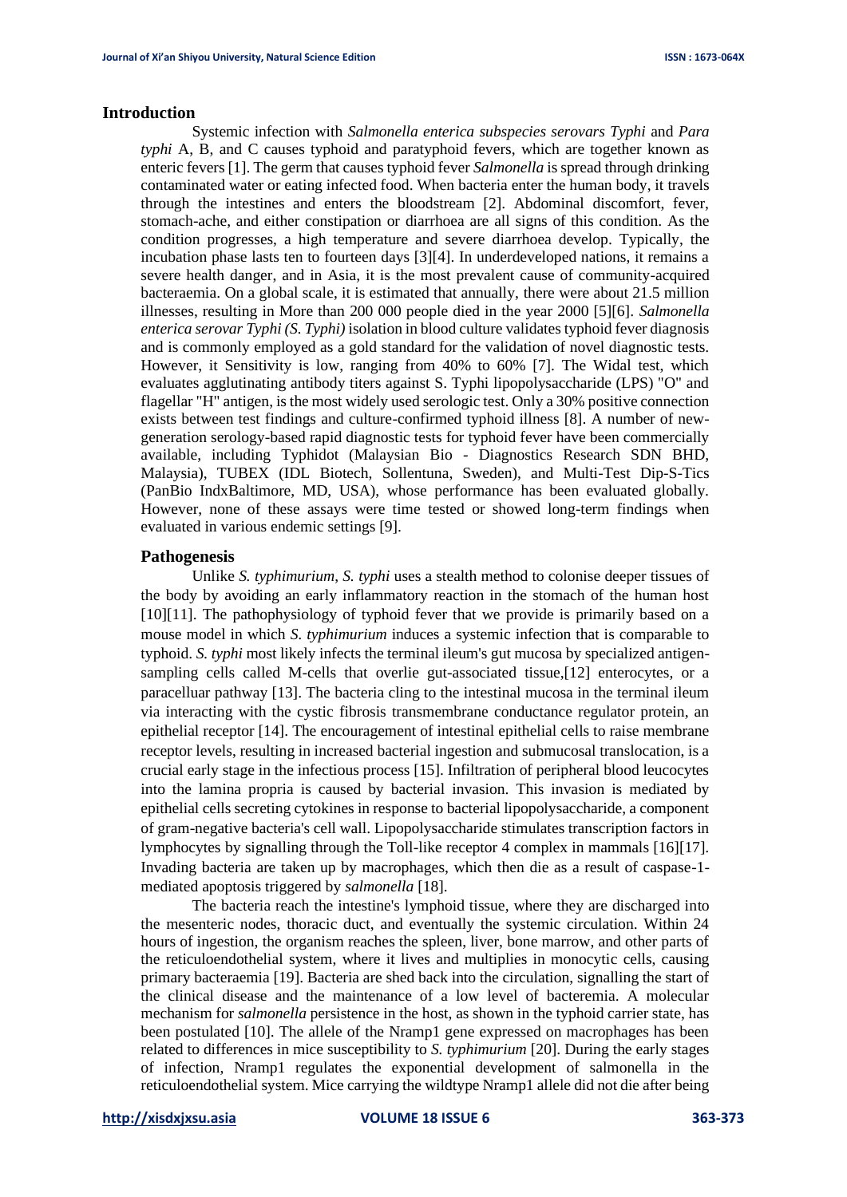## Introduction

Systemic infection with *Salmonella enterica subspecies serovars Typhi* and *Para typhi* A, B, and C causes typhoid and paratyphoid fevers, which are together known as enteric fevers [1]. The germ that causes typhoid fever *Salmonella* is spread through drinking contaminated water or eating infected food. When bacteria enter the human body, it travels through the intestines and enters the bloodstream [2]. Abdominal discomfort, fever, stomach-ache, and either constipation or diarrhoea are all signs of this condition. As the condition progresses, a high temperature and severe diarrhoea develop. Typically, the incubation phase lasts ten to fourteen days [3][4]. In underdeveloped nations, it remains a severe health danger, and in Asia, it is the most prevalent cause of community-acquired bacteraemia. On a global scale, it is estimated that annually, there were about 21.5 million illnesses, resulting in More than 200 000 people died in the year 2000 [5][6]. *Salmonella enterica serovar Typhi (S. Typhi)* isolation in blood culture validates typhoid fever diagnosis and is commonly employed as a gold standard for the validation of novel diagnostic tests. However, it Sensitivity is low, ranging from 40% to 60% [7]. The Widal test, which evaluates agglutinating antibody titers against S. Typhi lipopolysaccharide (LPS) "O" and flagellar "H" antigen, is the most widely used serologic test. Only a 30% positive connection exists between test findings and culture-confirmed typhoid illness [8]. A number of new-generation serology-based rapid diagnostic tests for typhoid fever have been commercially available, including Typhidot (Malaysian Bio - Diagnostics Research SDN BHD, Malaysia), TUBEX (IDL Biotech, Sollentuna, Sweden), and Multi-Test Dip-S-Tics (PanBio IndxBaltimore, MD, USA), whose performance has been evaluated globally. However, none of these assays were time tested or showed long-term findings when evaluated in various endemic settings [9].

### Pathogenesis

Unlike *S. typhimurium*, *S. typhi* uses a stealth method to colonise deeper tissues of the body by avoiding an early inflammatory reaction in the stomach of the human host [10][11]. The pathophysiology of typhoid fever that we provide is primarily based on a mouse model in which *S. typhimurium* induces a systemic infection that is comparable to typhoid. *S. typhi* most likely infects the terminal ileum's gut mucosa by specialized antigen-sampling cells called M-cells that overlie gut-associated tissue,[12] enterocytes, or a paracelluar pathway [13]. The bacteria cling to the intestinal mucosa in the terminal ileum via interacting with the cystic fibrosis transmembrane conductance regulator protein, an epithelial receptor [14]. The encouragement of intestinal epithelial cells to raise membrane receptor levels, resulting in increased bacterial ingestion and submucosal translocation, is a crucial early stage in the infectious process [15]. Infiltration of peripheral blood leucocytes into the lamina propria is caused by bacterial invasion. This invasion is mediated by epithelial cells secreting cytokines in response to bacterial lipopolysaccharide, a component of gram-negative bacteria's cell wall. Lipopolysaccharide stimulates transcription factors in lymphocytes by signalling through the Toll-like receptor 4 complex in mammals [16][17]. Invading bacteria are taken up by macrophages, which then die as a result of caspase-1-mediated apoptosis triggered by *salmonella* [18].

The bacteria reach the intestine's lymphoid tissue, where they are discharged into the mesenteric nodes, thoracic duct, and eventually the systemic circulation. Within 24 hours of ingestion, the organism reaches the spleen, liver, bone marrow, and other parts of the reticuloendothelial system, where it lives and multiplies in monocytic cells, causing primary bacteraemia [19]. Bacteria are shed back into the circulation, signalling the start of the clinical disease and the maintenance of a low level of bacteremia. A molecular mechanism for *salmonella* persistence in the host, as shown in the typhoid carrier state, has been postulated [10]. The allele of the Nramp1 gene expressed on macrophages has been related to differences in mice susceptibility to *S. typhimurium* [20]. During the early stages of infection, Nramp1 regulates the exponential development of salmonella in the reticuloendothelial system. Mice carrying the wildtype Nramp1 allele did not die after being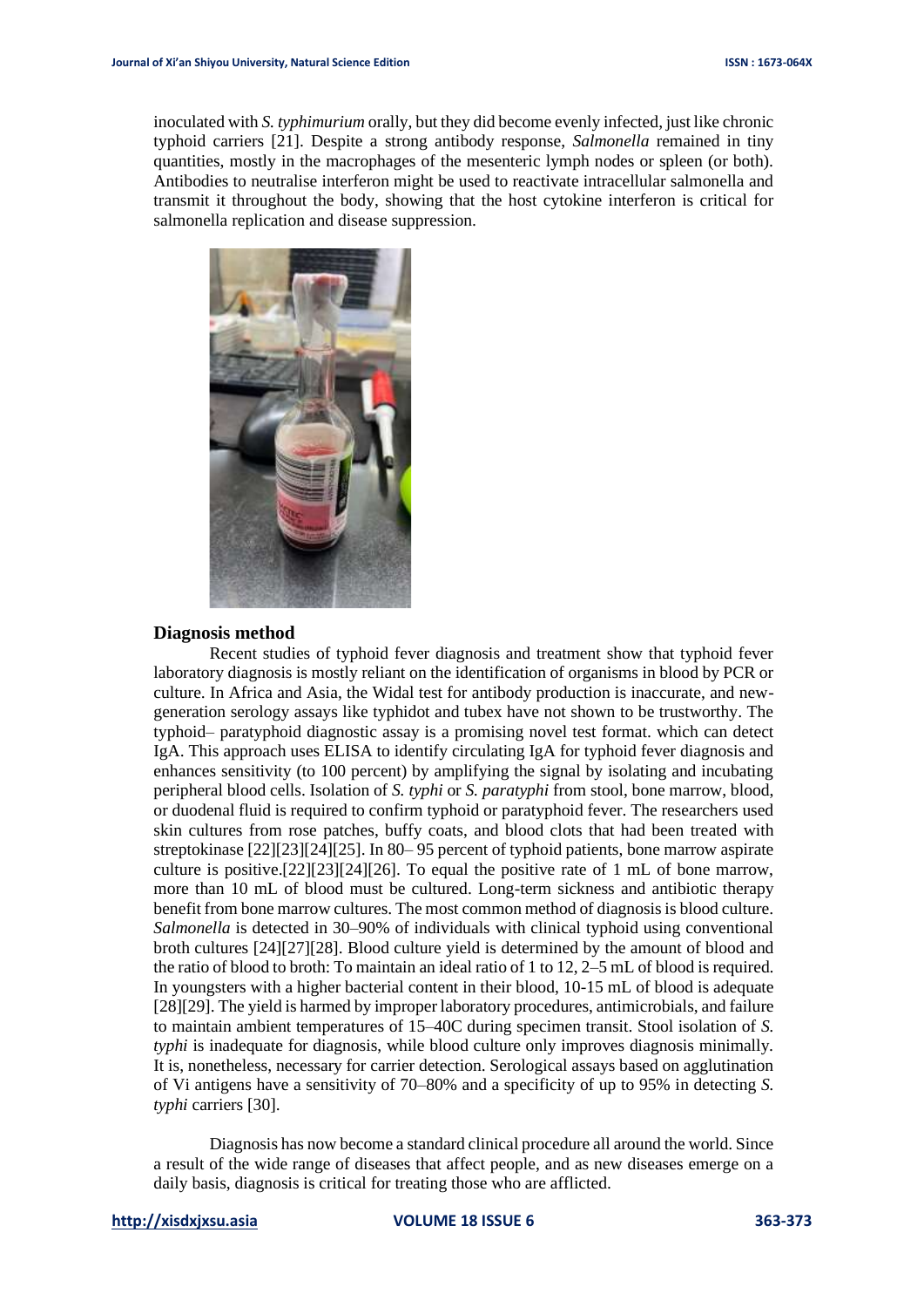inoculated with *S. typhimurium* orally, but they did become evenly infected, just like chronic typhoid carriers [21]. Despite a strong antibody response, *Salmonella* remained in tiny quantities, mostly in the macrophages of the mesenteric lymph nodes or spleen (or both). Antibodies to neutralise interferon might be used to reactivate intracellular salmonella and transmit it throughout the body, showing that the host cytokine interferon is critical for salmonella replication and disease suppression.

## Diagnosis method

Recent studies of typhoid fever diagnosis and treatment show that typhoid fever laboratory diagnosis is mostly reliant on the identification of organisms in blood by PCR or culture. In Africa and Asia, the Widal test for antibody production is inaccurate, and new-generation serology assays like typhidot and tubex have not shown to be trustworthy. The typhoid– paratyphoid diagnostic assay is a promising novel test format. which can detect IgA. This approach uses ELISA to identify circulating IgA for typhoid fever diagnosis and enhances sensitivity (to 100 percent) by amplifying the signal by isolating and incubating peripheral blood cells. Isolation of *S. typhi* or *S. paratyphi* from stool, bone marrow, blood, or duodenal fluid is required to confirm typhoid or paratyphoid fever. The researchers used skin cultures from rose patches, buffy coats, and blood clots that had been treated with streptokinase [22][23][24][25]. In 80– 95 percent of typhoid patients, bone marrow aspirate culture is positive.[22][23][24][26]. To equal the positive rate of 1 mL of bone marrow, more than 10 mL of blood must be cultured. Long-term sickness and antibiotic therapy benefit from bone marrow cultures. The most common method of diagnosis is blood culture. *Salmonella* is detected in 30–90% of individuals with clinical typhoid using conventional broth cultures [24][27][28]. Blood culture yield is determined by the amount of blood and the ratio of blood to broth: To maintain an ideal ratio of 1 to 12, 2–5 mL of blood is required. In youngsters with a higher bacterial content in their blood, 10-15 mL of blood is adequate [28][29]. The yield is harmed by improper laboratory procedures, antimicrobials, and failure to maintain ambient temperatures of 15–40C during specimen transit. Stool isolation of *S. typhi* is inadequate for diagnosis, while blood culture only improves diagnosis minimally. It is, nonetheless, necessary for carrier detection. Serological assays based on agglutination of Vi antigens have a sensitivity of 70–80% and a specificity of up to 95% in detecting *S. typhi* carriers [30].

Diagnosis has now become a standard clinical procedure all around the world. Since a result of the wide range of diseases that affect people, and as new diseases emerge on a daily basis, diagnosis is critical for treating those who are afflicted.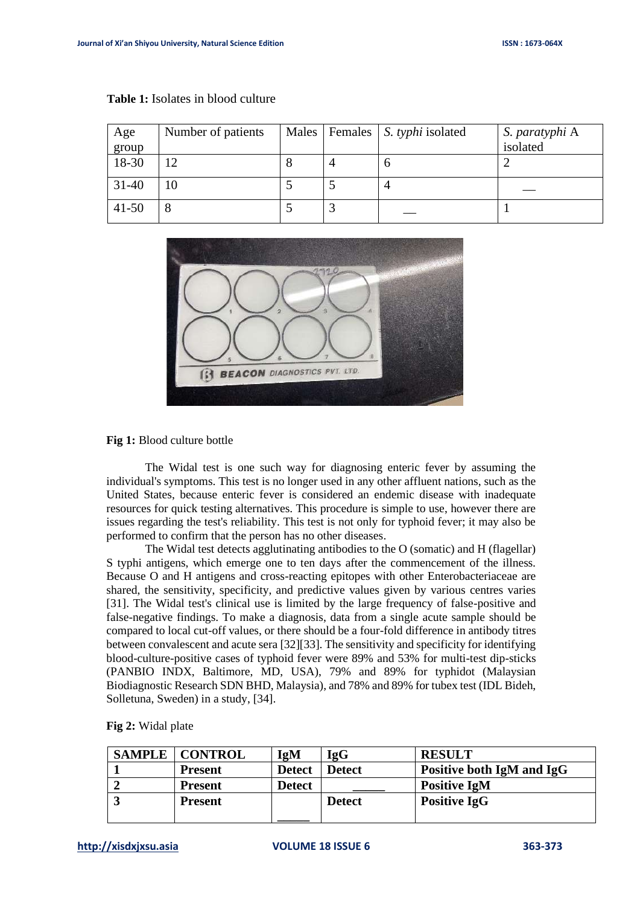**Table 1:** Isolates in blood culture

| Age group | Number of patients | Males | Females | *S. typhi* isolated | *S. paratyphi* A isolated |
|---|---|---|---|---|---|
| 18-30 | 12 | 8 | 4 | 6 | 2 |
| 31-40 | 10 | 5 | 5 | 4 | __ |
| 41-50 | 8 | 5 | 3 | __ | 1 |

**Fig 1:** Blood culture bottle

The Widal test is one such way for diagnosing enteric fever by assuming the individual's symptoms. This test is no longer used in any other affluent nations, such as the United States, because enteric fever is considered an endemic disease with inadequate resources for quick testing alternatives. This procedure is simple to use, however there are issues regarding the test's reliability. This test is not only for typhoid fever; it may also be performed to confirm that the person has no other diseases.

The Widal test detects agglutinating antibodies to the O (somatic) and H (flagellar) S typhi antigens, which emerge one to ten days after the commencement of the illness. Because O and H antigens and cross-reacting epitopes with other Enterobacteriaceae are shared, the sensitivity, specificity, and predictive values given by various centres varies [31]. The Widal test's clinical use is limited by the large frequency of false-positive and false-negative findings. To make a diagnosis, data from a single acute sample should be compared to local cut-off values, or there should be a four-fold difference in antibody titres between convalescent and acute sera [32][33]. The sensitivity and specificity for identifying blood-culture-positive cases of typhoid fever were 89% and 53% for multi-test dip-sticks (PANBIO INDX, Baltimore, MD, USA), 79% and 89% for typhidot (Malaysian Biodiagnostic Research SDN BHD, Malaysia), and 78% and 89% for tubex test (IDL Bideh, Solletuna, Sweden) in a study, [34].

**Fig 2:** Widal plate

| **SAMPLE** | **CONTROL** | **IgM** | **IgG** | **RESULT** |
|---|---|---|---|---|
| **1** | **Present** | **Detect** | **Detect** | **Positive both IgM and IgG** |
| **2** | **Present** | **Detect** | _____ | **Positive IgM** |
| **3** | **Present** | _____ | **Detect** | **Positive IgG** |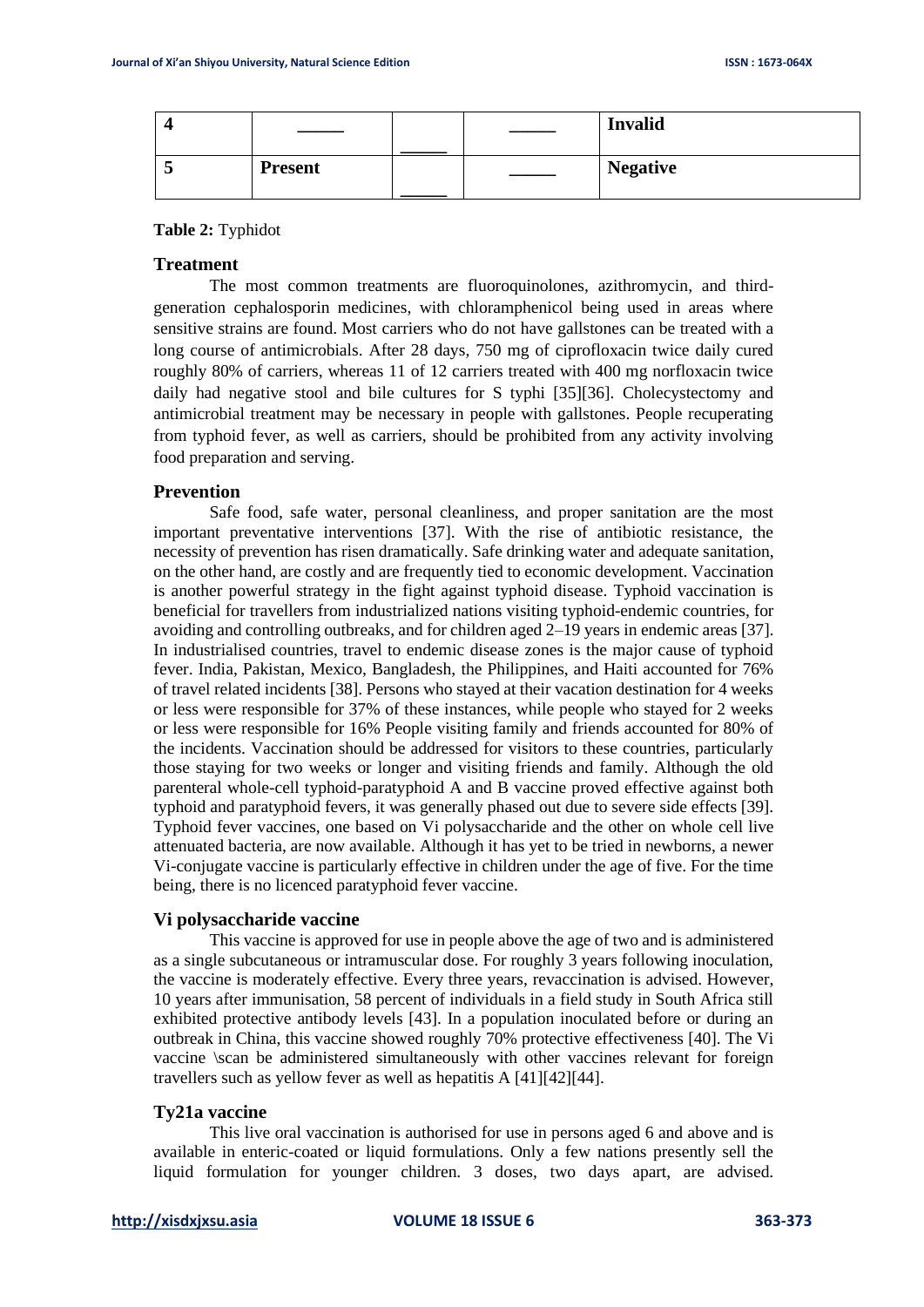| 4 | _____ | _____ | _____ | **Invalid** |
|---|---|---|---|---|
| 5 | **Present** | _____ | _____ | **Negative** |

**Table 2:** Typhidot

### Treatment

The most common treatments are fluoroquinolones, azithromycin, and third-generation cephalosporin medicines, with chloramphenicol being used in areas where sensitive strains are found. Most carriers who do not have gallstones can be treated with a long course of antimicrobials. After 28 days, 750 mg of ciprofloxacin twice daily cured roughly 80% of carriers, whereas 11 of 12 carriers treated with 400 mg norfloxacin twice daily had negative stool and bile cultures for S typhi [35][36]. Cholecystectomy and antimicrobial treatment may be necessary in people with gallstones. People recuperating from typhoid fever, as well as carriers, should be prohibited from any activity involving food preparation and serving.

### Prevention

Safe food, safe water, personal cleanliness, and proper sanitation are the most important preventative interventions [37]. With the rise of antibiotic resistance, the necessity of prevention has risen dramatically. Safe drinking water and adequate sanitation, on the other hand, are costly and are frequently tied to economic development. Vaccination is another powerful strategy in the fight against typhoid disease. Typhoid vaccination is beneficial for travellers from industrialized nations visiting typhoid-endemic countries, for avoiding and controlling outbreaks, and for children aged 2–19 years in endemic areas [37]. In industrialised countries, travel to endemic disease zones is the major cause of typhoid fever. India, Pakistan, Mexico, Bangladesh, the Philippines, and Haiti accounted for 76% of travel related incidents [38]. Persons who stayed at their vacation destination for 4 weeks or less were responsible for 37% of these instances, while people who stayed for 2 weeks or less were responsible for 16% People visiting family and friends accounted for 80% of the incidents. Vaccination should be addressed for visitors to these countries, particularly those staying for two weeks or longer and visiting friends and family. Although the old parenteral whole-cell typhoid-paratyphoid A and B vaccine proved effective against both typhoid and paratyphoid fevers, it was generally phased out due to severe side effects [39]. Typhoid fever vaccines, one based on Vi polysaccharide and the other on whole cell live attenuated bacteria, are now available. Although it has yet to be tried in newborns, a newer Vi-conjugate vaccine is particularly effective in children under the age of five. For the time being, there is no licenced paratyphoid fever vaccine.

### Vi polysaccharide vaccine

This vaccine is approved for use in people above the age of two and is administered as a single subcutaneous or intramuscular dose. For roughly 3 years following inoculation, the vaccine is moderately effective. Every three years, revaccination is advised. However, 10 years after immunisation, 58 percent of individuals in a field study in South Africa still exhibited protective antibody levels [43]. In a population inoculated before or during an outbreak in China, this vaccine showed roughly 70% protective effectiveness [40]. The Vi vaccine \scan be administered simultaneously with other vaccines relevant for foreign travellers such as yellow fever as well as hepatitis A [41][42][44].

### Ty21a vaccine

This live oral vaccination is authorised for use in persons aged 6 and above and is available in enteric-coated or liquid formulations. Only a few nations presently sell the liquid formulation for younger children. 3 doses, two days apart, are advised.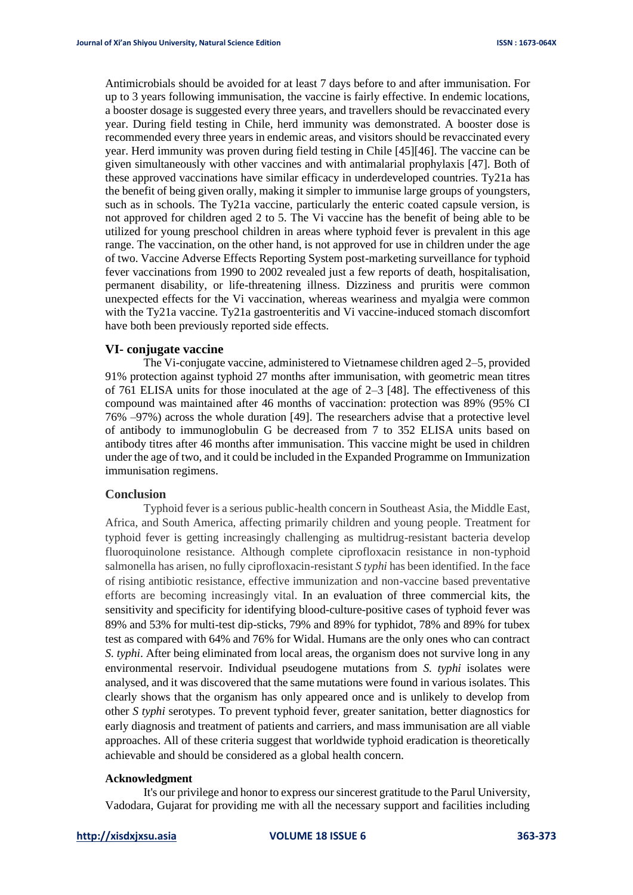Antimicrobials should be avoided for at least 7 days before to and after immunisation. For up to 3 years following immunisation, the vaccine is fairly effective. In endemic locations, a booster dosage is suggested every three years, and travellers should be revaccinated every year. During field testing in Chile, herd immunity was demonstrated. A booster dose is recommended every three years in endemic areas, and visitors should be revaccinated every year. Herd immunity was proven during field testing in Chile [45][46]. The vaccine can be given simultaneously with other vaccines and with antimalarial prophylaxis [47]. Both of these approved vaccinations have similar efficacy in underdeveloped countries. Ty21a has the benefit of being given orally, making it simpler to immunise large groups of youngsters, such as in schools. The Ty21a vaccine, particularly the enteric coated capsule version, is not approved for children aged 2 to 5. The Vi vaccine has the benefit of being able to be utilized for young preschool children in areas where typhoid fever is prevalent in this age range. The vaccination, on the other hand, is not approved for use in children under the age of two. Vaccine Adverse Effects Reporting System post-marketing surveillance for typhoid fever vaccinations from 1990 to 2002 revealed just a few reports of death, hospitalisation, permanent disability, or life-threatening illness. Dizziness and pruritis were common unexpected effects for the Vi vaccination, whereas weariness and myalgia were common with the Ty21a vaccine. Ty21a gastroenteritis and Vi vaccine-induced stomach discomfort have both been previously reported side effects.

### VI- conjugate vaccine

The Vi-conjugate vaccine, administered to Vietnamese children aged 2–5, provided 91% protection against typhoid 27 months after immunisation, with geometric mean titres of 761 ELISA units for those inoculated at the age of 2–3 [48]. The effectiveness of this compound was maintained after 46 months of vaccination: protection was 89% (95% CI 76% –97%) across the whole duration [49]. The researchers advise that a protective level of antibody to immunoglobulin G be decreased from 7 to 352 ELISA units based on antibody titres after 46 months after immunisation. This vaccine might be used in children under the age of two, and it could be included in the Expanded Programme on Immunization immunisation regimens.

### Conclusion

Typhoid fever is a serious public-health concern in Southeast Asia, the Middle East, Africa, and South America, affecting primarily children and young people. Treatment for typhoid fever is getting increasingly challenging as multidrug-resistant bacteria develop fluoroquinolone resistance. Although complete ciprofloxacin resistance in non-typhoid salmonella has arisen, no fully ciprofloxacin-resistant *S typhi* has been identified. In the face of rising antibiotic resistance, effective immunization and non-vaccine based preventative efforts are becoming increasingly vital. In an evaluation of three commercial kits, the sensitivity and specificity for identifying blood-culture-positive cases of typhoid fever was 89% and 53% for multi-test dip-sticks, 79% and 89% for typhidot, 78% and 89% for tubex test as compared with 64% and 76% for Widal. Humans are the only ones who can contract *S. typhi*. After being eliminated from local areas, the organism does not survive long in any environmental reservoir. Individual pseudogene mutations from *S. typhi* isolates were analysed, and it was discovered that the same mutations were found in various isolates. This clearly shows that the organism has only appeared once and is unlikely to develop from other *S typhi* serotypes. To prevent typhoid fever, greater sanitation, better diagnostics for early diagnosis and treatment of patients and carriers, and mass immunisation are all viable approaches. All of these criteria suggest that worldwide typhoid eradication is theoretically achievable and should be considered as a global health concern.

### Acknowledgment

It's our privilege and honor to express our sincerest gratitude to the Parul University, Vadodara, Gujarat for providing me with all the necessary support and facilities including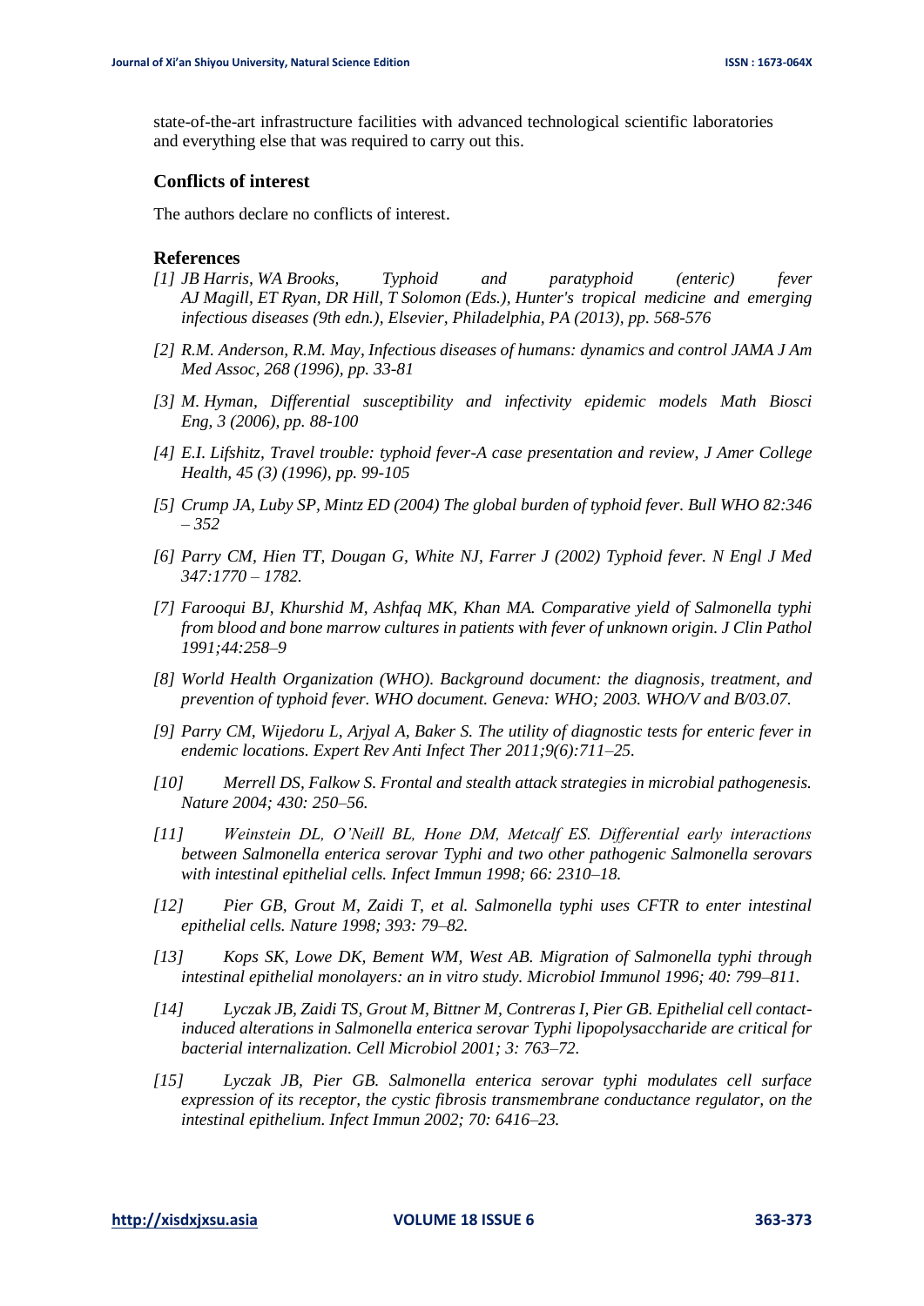state-of-the-art infrastructure facilities with advanced technological scientific laboratories and everything else that was required to carry out this.

### Conflicts of interest

The authors declare no conflicts of interest.

### References

*[1] JB Harris, WA Brooks, Typhoid and paratyphoid (enteric) fever AJ Magill, ET Ryan, DR Hill, T Solomon (Eds.), Hunter's tropical medicine and emerging infectious diseases (9th edn.), Elsevier, Philadelphia, PA (2013), pp. 568-576*

*[2] R.M. Anderson, R.M. May, Infectious diseases of humans: dynamics and control JAMA J Am Med Assoc, 268 (1996), pp. 33-81*

*[3] M. Hyman, Differential susceptibility and infectivity epidemic models Math Biosci Eng, 3 (2006), pp. 88-100*

*[4] E.I. Lifshitz, Travel trouble: typhoid fever-A case presentation and review, J Amer College Health, 45 (3) (1996), pp. 99-105*

*[5] Crump JA, Luby SP, Mintz ED (2004) The global burden of typhoid fever. Bull WHO 82:346 – 352*

*[6] Parry CM, Hien TT, Dougan G, White NJ, Farrer J (2002) Typhoid fever. N Engl J Med 347:1770 – 1782.*

*[7] Farooqui BJ, Khurshid M, Ashfaq MK, Khan MA. Comparative yield of Salmonella typhi from blood and bone marrow cultures in patients with fever of unknown origin. J Clin Pathol 1991;44:258–9*

*[8] World Health Organization (WHO). Background document: the diagnosis, treatment, and prevention of typhoid fever. WHO document. Geneva: WHO; 2003. WHO/V and B/03.07.*

*[9] Parry CM, Wijedoru L, Arjyal A, Baker S. The utility of diagnostic tests for enteric fever in endemic locations. Expert Rev Anti Infect Ther 2011;9(6):711–25.*

*[10] Merrell DS, Falkow S. Frontal and stealth attack strategies in microbial pathogenesis. Nature 2004; 430: 250–56.*

*[11] Weinstein DL, O'Neill BL, Hone DM, Metcalf ES. Differential early interactions between Salmonella enterica serovar Typhi and two other pathogenic Salmonella serovars with intestinal epithelial cells. Infect Immun 1998; 66: 2310–18.*

*[12] Pier GB, Grout M, Zaidi T, et al. Salmonella typhi uses CFTR to enter intestinal epithelial cells. Nature 1998; 393: 79–82.*

*[13] Kops SK, Lowe DK, Bement WM, West AB. Migration of Salmonella typhi through intestinal epithelial monolayers: an in vitro study. Microbiol Immunol 1996; 40: 799–811.*

*[14] Lyczak JB, Zaidi TS, Grout M, Bittner M, Contreras I, Pier GB. Epithelial cell contact-induced alterations in Salmonella enterica serovar Typhi lipopolysaccharide are critical for bacterial internalization. Cell Microbiol 2001; 3: 763–72.*

*[15] Lyczak JB, Pier GB. Salmonella enterica serovar typhi modulates cell surface expression of its receptor, the cystic fibrosis transmembrane conductance regulator, on the intestinal epithelium. Infect Immun 2002; 70: 6416–23.*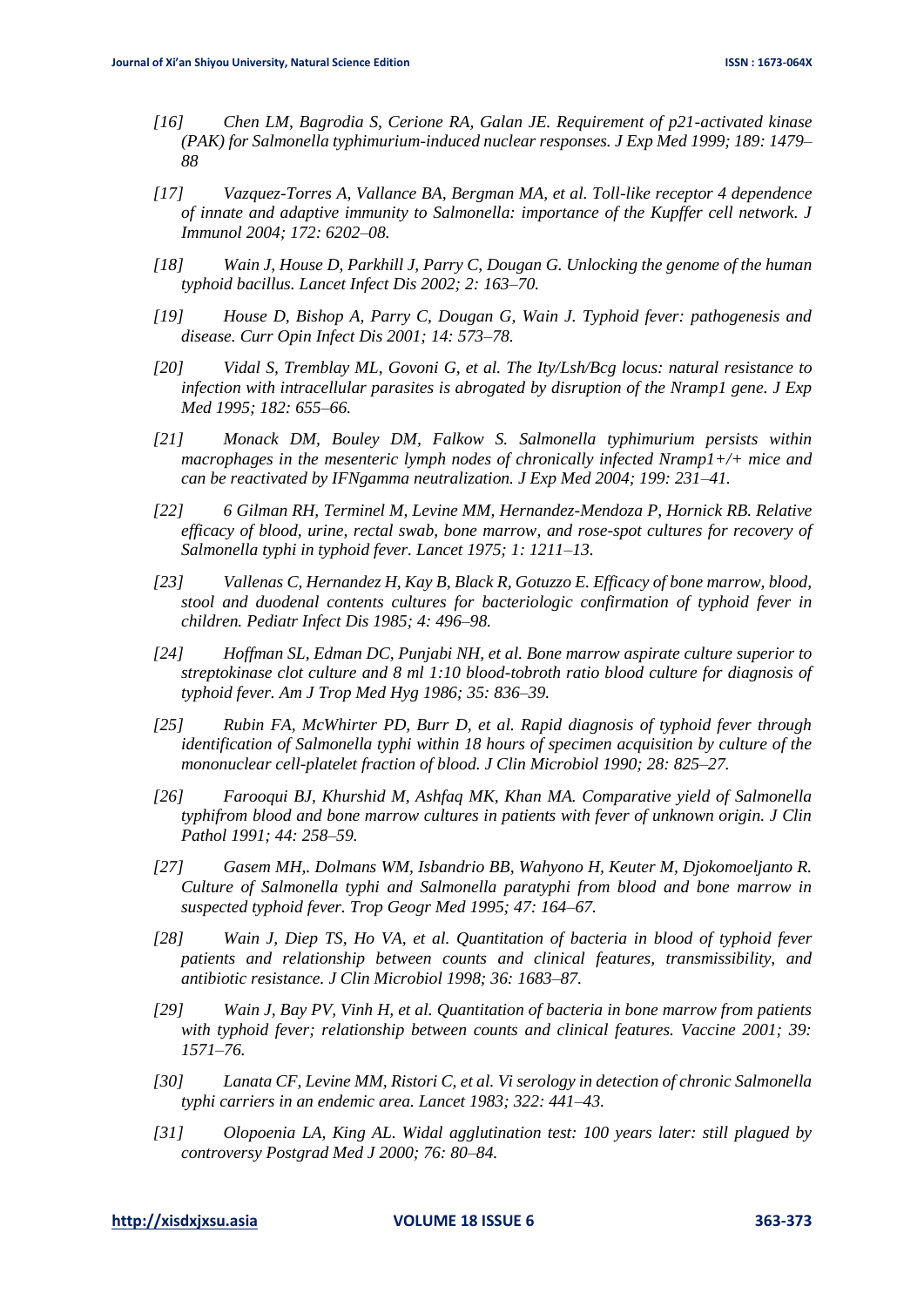*[16] Chen LM, Bagrodia S, Cerione RA, Galan JE. Requirement of p21-activated kinase (PAK) for Salmonella typhimurium-induced nuclear responses. J Exp Med 1999; 189: 1479–88*

*[17] Vazquez-Torres A, Vallance BA, Bergman MA, et al. Toll-like receptor 4 dependence of innate and adaptive immunity to Salmonella: importance of the Kupffer cell network. J Immunol 2004; 172: 6202–08.*

*[18] Wain J, House D, Parkhill J, Parry C, Dougan G. Unlocking the genome of the human typhoid bacillus. Lancet Infect Dis 2002; 2: 163–70.*

*[19] House D, Bishop A, Parry C, Dougan G, Wain J. Typhoid fever: pathogenesis and disease. Curr Opin Infect Dis 2001; 14: 573–78.*

*[20] Vidal S, Tremblay ML, Govoni G, et al. The Ity/Lsh/Bcg locus: natural resistance to infection with intracellular parasites is abrogated by disruption of the Nramp1 gene. J Exp Med 1995; 182: 655–66.*

*[21] Monack DM, Bouley DM, Falkow S. Salmonella typhimurium persists within macrophages in the mesenteric lymph nodes of chronically infected Nramp1+/+ mice and can be reactivated by IFNgamma neutralization. J Exp Med 2004; 199: 231–41.*

*[22] 6 Gilman RH, Terminel M, Levine MM, Hernandez-Mendoza P, Hornick RB. Relative efficacy of blood, urine, rectal swab, bone marrow, and rose-spot cultures for recovery of Salmonella typhi in typhoid fever. Lancet 1975; 1: 1211–13.*

*[23] Vallenas C, Hernandez H, Kay B, Black R, Gotuzzo E. Efficacy of bone marrow, blood, stool and duodenal contents cultures for bacteriologic confirmation of typhoid fever in children. Pediatr Infect Dis 1985; 4: 496–98.*

*[24] Hoffman SL, Edman DC, Punjabi NH, et al. Bone marrow aspirate culture superior to streptokinase clot culture and 8 ml 1:10 blood-tobroth ratio blood culture for diagnosis of typhoid fever. Am J Trop Med Hyg 1986; 35: 836–39.*

*[25] Rubin FA, McWhirter PD, Burr D, et al. Rapid diagnosis of typhoid fever through identification of Salmonella typhi within 18 hours of specimen acquisition by culture of the mononuclear cell-platelet fraction of blood. J Clin Microbiol 1990; 28: 825–27.*

*[26] Farooqui BJ, Khurshid M, Ashfaq MK, Khan MA. Comparative yield of Salmonella typhifrom blood and bone marrow cultures in patients with fever of unknown origin. J Clin Pathol 1991; 44: 258–59.*

*[27] Gasem MH,. Dolmans WM, Isbandrio BB, Wahyono H, Keuter M, Djokomoeljanto R. Culture of Salmonella typhi and Salmonella paratyphi from blood and bone marrow in suspected typhoid fever. Trop Geogr Med 1995; 47: 164–67.*

*[28] Wain J, Diep TS, Ho VA, et al. Quantitation of bacteria in blood of typhoid fever patients and relationship between counts and clinical features, transmissibility, and antibiotic resistance. J Clin Microbiol 1998; 36: 1683–87.*

*[29] Wain J, Bay PV, Vinh H, et al. Quantitation of bacteria in bone marrow from patients with typhoid fever; relationship between counts and clinical features. Vaccine 2001; 39: 1571–76.*

*[30] Lanata CF, Levine MM, Ristori C, et al. Vi serology in detection of chronic Salmonella typhi carriers in an endemic area. Lancet 1983; 322: 441–43.*

*[31] Olopoenia LA, King AL. Widal agglutination test: 100 years later: still plagued by controversy Postgrad Med J 2000; 76: 80–84.*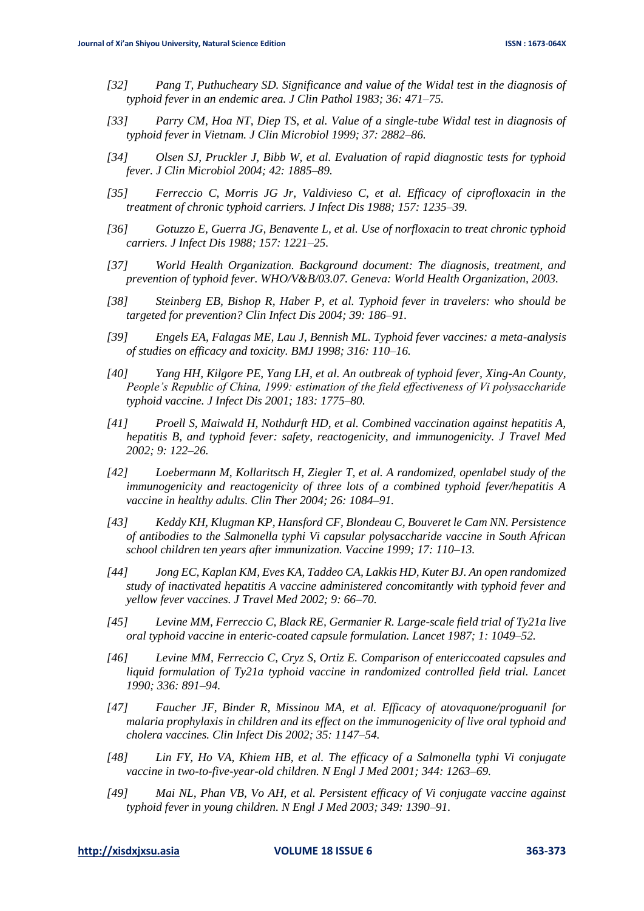[32] Pang T, Puthucheary SD. Significance and value of the Widal test in the diagnosis of typhoid fever in an endemic area. J Clin Pathol 1983; 36: 471–75.

[33] Parry CM, Hoa NT, Diep TS, et al. Value of a single-tube Widal test in diagnosis of typhoid fever in Vietnam. J Clin Microbiol 1999; 37: 2882–86.

[34] Olsen SJ, Pruckler J, Bibb W, et al. Evaluation of rapid diagnostic tests for typhoid fever. J Clin Microbiol 2004; 42: 1885–89.

[35] Ferreccio C, Morris JG Jr, Valdivieso C, et al. Efficacy of ciprofloxacin in the treatment of chronic typhoid carriers. J Infect Dis 1988; 157: 1235–39.

[36] Gotuzzo E, Guerra JG, Benavente L, et al. Use of norfloxacin to treat chronic typhoid carriers. J Infect Dis 1988; 157: 1221–25.

[37] World Health Organization. Background document: The diagnosis, treatment, and prevention of typhoid fever. WHO/V&B/03.07. Geneva: World Health Organization, 2003.

[38] Steinberg EB, Bishop R, Haber P, et al. Typhoid fever in travelers: who should be targeted for prevention? Clin Infect Dis 2004; 39: 186–91.

[39] Engels EA, Falagas ME, Lau J, Bennish ML. Typhoid fever vaccines: a meta-analysis of studies on efficacy and toxicity. BMJ 1998; 316: 110–16.

[40] Yang HH, Kilgore PE, Yang LH, et al. An outbreak of typhoid fever, Xing-An County, People's Republic of China, 1999: estimation of the field effectiveness of Vi polysaccharide typhoid vaccine. J Infect Dis 2001; 183: 1775–80.

[41] Proell S, Maiwald H, Nothdurft HD, et al. Combined vaccination against hepatitis A, hepatitis B, and typhoid fever: safety, reactogenicity, and immunogenicity. J Travel Med 2002; 9: 122–26.

[42] Loebermann M, Kollaritsch H, Ziegler T, et al. A randomized, openlabel study of the immunogenicity and reactogenicity of three lots of a combined typhoid fever/hepatitis A vaccine in healthy adults. Clin Ther 2004; 26: 1084–91.

[43] Keddy KH, Klugman KP, Hansford CF, Blondeau C, Bouveret le Cam NN. Persistence of antibodies to the Salmonella typhi Vi capsular polysaccharide vaccine in South African school children ten years after immunization. Vaccine 1999; 17: 110–13.

[44] Jong EC, Kaplan KM, Eves KA, Taddeo CA, Lakkis HD, Kuter BJ. An open randomized study of inactivated hepatitis A vaccine administered concomitantly with typhoid fever and yellow fever vaccines. J Travel Med 2002; 9: 66–70.

[45] Levine MM, Ferreccio C, Black RE, Germanier R. Large-scale field trial of Ty21a live oral typhoid vaccine in enteric-coated capsule formulation. Lancet 1987; 1: 1049–52.

[46] Levine MM, Ferreccio C, Cryz S, Ortiz E. Comparison of entericcoated capsules and liquid formulation of Ty21a typhoid vaccine in randomized controlled field trial. Lancet 1990; 336: 891–94.

[47] Faucher JF, Binder R, Missinou MA, et al. Efficacy of atovaquone/proguanil for malaria prophylaxis in children and its effect on the immunogenicity of live oral typhoid and cholera vaccines. Clin Infect Dis 2002; 35: 1147–54.

[48] Lin FY, Ho VA, Khiem HB, et al. The efficacy of a Salmonella typhi Vi conjugate vaccine in two-to-five-year-old children. N Engl J Med 2001; 344: 1263–69.

[49] Mai NL, Phan VB, Vo AH, et al. Persistent efficacy of Vi conjugate vaccine against typhoid fever in young children. N Engl J Med 2003; 349: 1390–91.